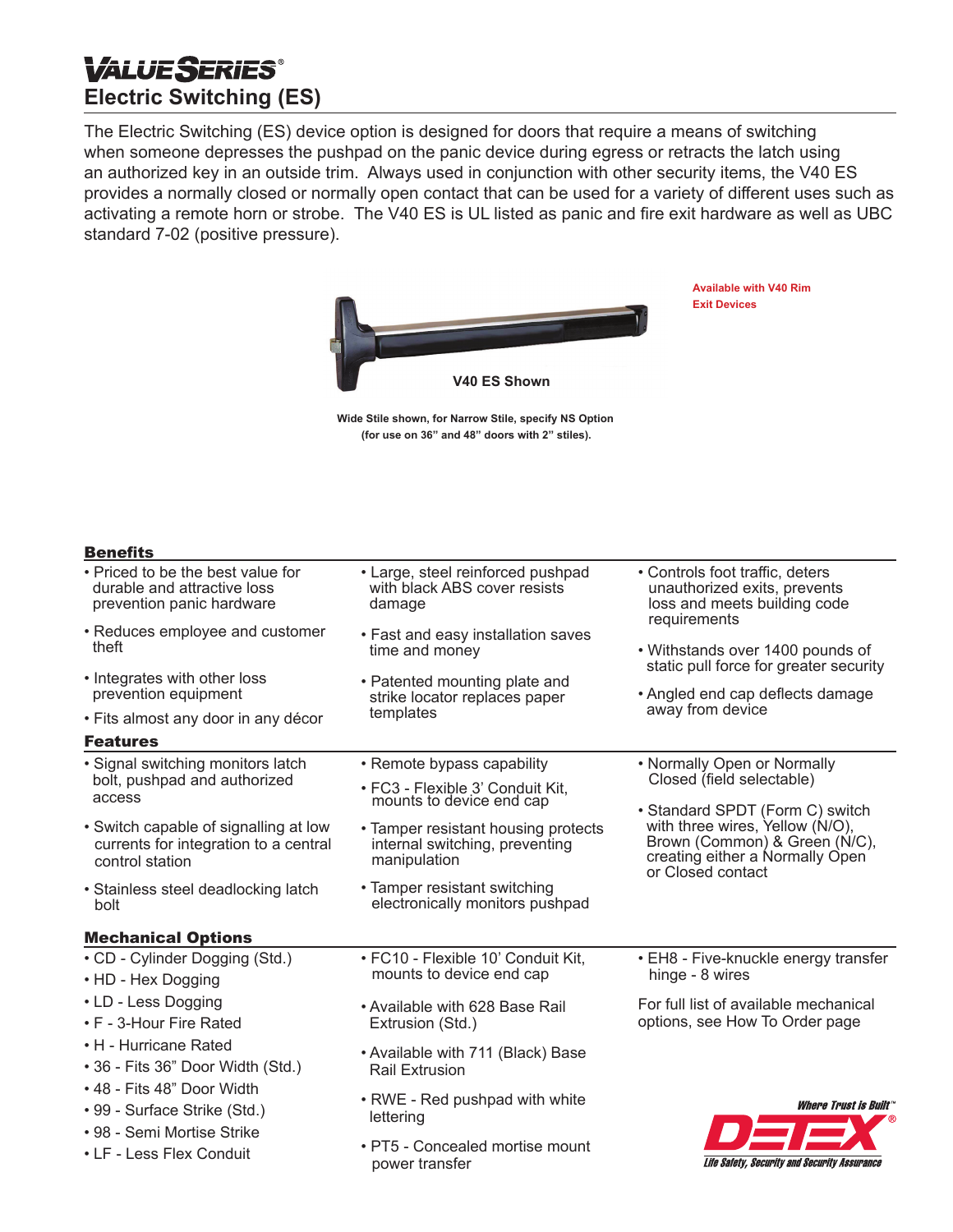# VALUE SERIES®

## Electric Switching (ES)

The Electric Switching (ES) device option is designed for doors that require a means of switching when someone depresses the pushpad on the panic device during egress or retracts the latch using an authorized key in an outside trim. Always used in conjunction with other security items, the V40 ES provides a normally closed or normally open contact that can be used for a variety of different uses such as activating a remote horn or strobe. The V40 ES is UL listed as panic and fire exit hardware as well as UBC standard 7-02 (positive pressure).

**Available with V40 Rim Exit Devices**

**V40 ES Shown**

**Wide Stile shown, for Narrow Stile, specify NS Option (for use on 36" and 48" doors with 2" stiles).**

### Benefits

- Priced to be the best value for durable and attractive loss prevention panic hardware
- Reduces employee and customer theft
- Integrates with other loss prevention equipment
- Fits almost any door in any décor
- Large, steel reinforced pushpad with black ABS cover resists damage
- Fast and easy installation saves time and money
- Patented mounting plate and strike locator replaces paper templates
- Controls foot traffic, deters unauthorized exits, prevents loss and meets building code requirements
- Withstands over 1400 pounds of static pull force for greater security
- Angled end cap deflects damage away from device

### Features

- Signal switching monitors latch bolt, pushpad and authorized access
- Switch capable of signalling at low currents for integration to a central control station
- Stainless steel deadlocking latch bolt
- Remote bypass capability
- FC3 - Flexible 3' Conduit Kit, mounts to device end cap
- Tamper resistant housing protects internal switching, preventing manipulation
- Tamper resistant switching electronically monitors pushpad
- Normally Open or Normally Closed (field selectable)
- Standard SPDT (Form C) switch with three wires, Yellow (N/O), Brown (Common) & Green (N/C), creating either a Normally Open or Closed contact

### Mechanical Options

- CD - Cylinder Dogging (Std.)
- HD - Hex Dogging
- LD - Less Dogging
- F - 3-Hour Fire Rated
- H - Hurricane Rated
- 36 - Fits 36" Door Width (Std.)
- 48 - Fits 48" Door Width
- 99 - Surface Strike (Std.)
- 98 - Semi Mortise Strike
- LF - Less Flex Conduit
- FC10 - Flexible 10' Conduit Kit, mounts to device end cap
- Available with 628 Base Rail Extrusion (Std.)
- Available with 711 (Black) Base Rail Extrusion
- RWE - Red pushpad with white lettering
- PT5 - Concealed mortise mount power transfer
- EH8 - Five-knuckle energy transfer hinge - 8 wires

For full list of available mechanical options, see How To Order page

Where Trust is Built™

DETEX®

Life Safety, Security and Security Assurance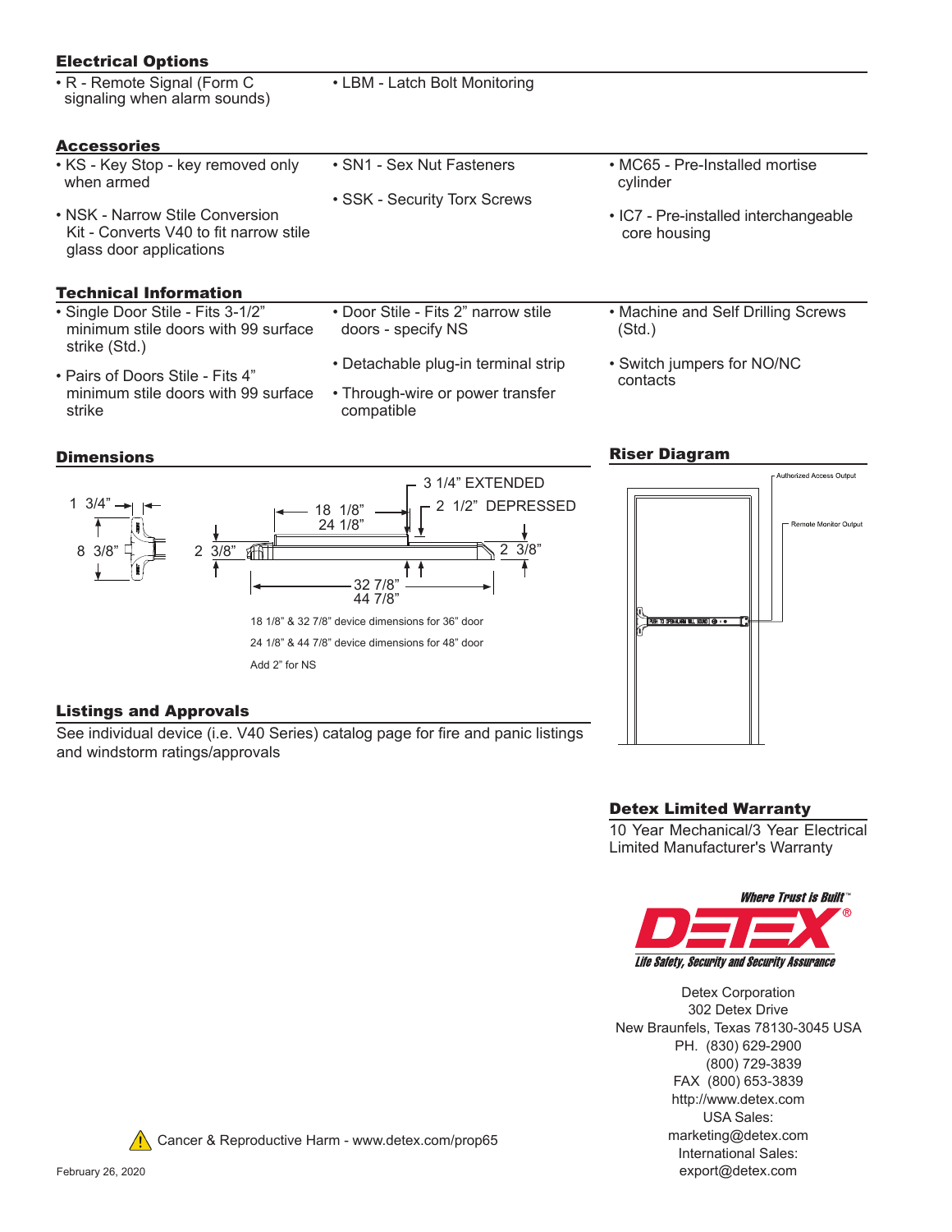## Electrical Options

- R - Remote Signal (Form C signaling when alarm sounds)
- LBM - Latch Bolt Monitoring

## Accessories

- KS - Key Stop - key removed only when armed
- NSK - Narrow Stile Conversion Kit - Converts V40 to fit narrow stile glass door applications
- SN1 - Sex Nut Fasteners
- SSK - Security Torx Screws
- MC65 - Pre-Installed mortise cylinder
- IC7 - Pre-installed interchangeable core housing

## Technical Information

- Single Door Stile - Fits 3-1/2" minimum stile doors with 99 surface strike (Std.)
- Pairs of Doors Stile - Fits 4" minimum stile doors with 99 surface strike
- Door Stile - Fits 2" narrow stile doors - specify NS
- Detachable plug-in terminal strip
- Through-wire or power transfer compatible
- Machine and Self Drilling Screws (Std.)
- Switch jumpers for NO/NC contacts

## Dimensions

1 3/4"

8 3/8"

2 3/8"

18 1/8"
24 1/8"

3 1/4" EXTENDED

2 1/2" DEPRESSED

2 3/8"

32 7/8"
44 7/8"

18 1/8" & 32 7/8" device dimensions for 36" door

24 1/8" & 44 7/8" device dimensions for 48" door

Add 2" for NS

## Riser Diagram

Authorized Access Output

Remote Monitor Output

## Listings and Approvals

See individual device (i.e. V40 Series) catalog page for fire and panic listings and windstorm ratings/approvals

## Detex Limited Warranty

10 Year Mechanical/3 Year Electrical Limited Manufacturer's Warranty

Where Trust is Built™

DETEX®

Life Safety, Security and Security Assurance

Detex Corporation
302 Detex Drive
New Braunfels, Texas 78130-3045 USA
PH. (830) 629-2900
(800) 729-3839
FAX (800) 653-3839
http://www.detex.com
USA Sales:
marketing@detex.com
International Sales:
export@detex.com

Cancer & Reproductive Harm - www.detex.com/prop65

February 26, 2020